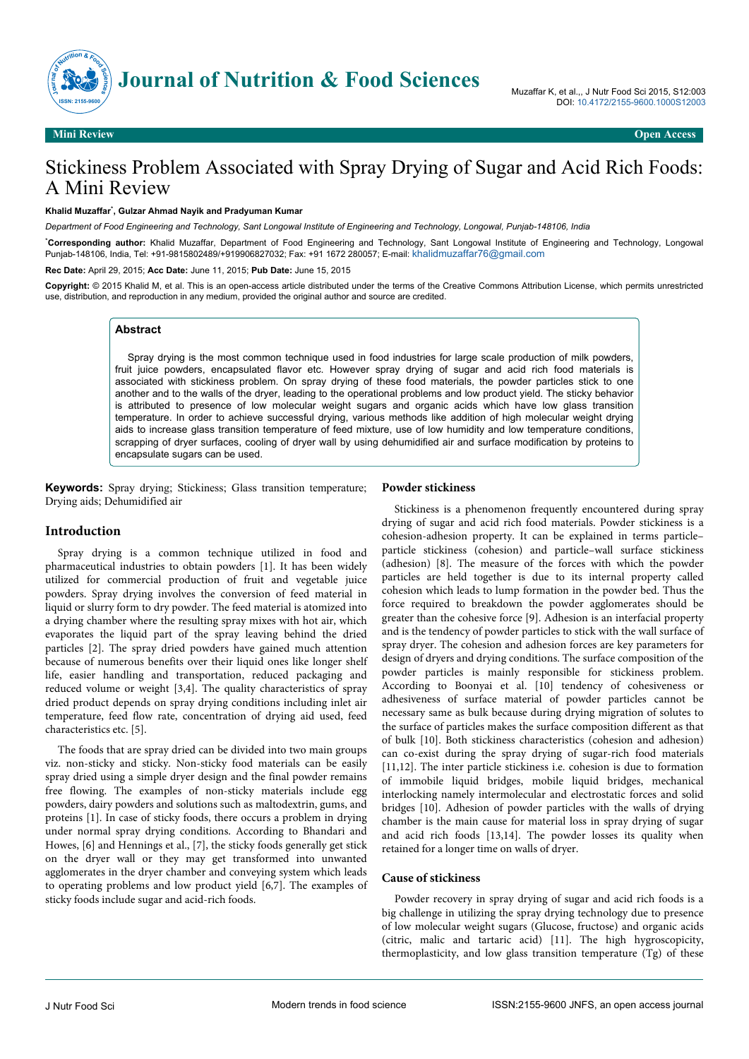Mini Review

Open Access

# Stickiness Problem Associated with Spray Drying of Sugar and Acid Rich Foods: A Mini Review

**Khalid Muzaffar\*, Gulzar Ahmad Nayik and Pradyuman Kumar**

*Department of Food Engineering and Technology, Sant Longowal Institute of Engineering and Technology, Longowal, Punjab-148106, India*

\***Corresponding author:** Khalid Muzaffar, Department of Food Engineering and Technology, Sant Longowal Institute of Engineering and Technology, Longowal Punjab-148106, India, Tel: +91-9815802489/+919906827032; Fax: +91 1672 280057; E-mail: khalidmuzaffar76@gmail.com

**Rec Date:** April 29, 2015; **Acc Date:** June 11, 2015; **Pub Date:** June 15, 2015

**Copyright:** © 2015 Khalid M, et al. This is an open-access article distributed under the terms of the Creative Commons Attribution License, which permits unrestricted use, distribution, and reproduction in any medium, provided the original author and source are credited.

## Abstract

Spray drying is the most common technique used in food industries for large scale production of milk powders, fruit juice powders, encapsulated flavor etc. However spray drying of sugar and acid rich food materials is associated with stickiness problem. On spray drying of these food materials, the powder particles stick to one another and to the walls of the dryer, leading to the operational problems and low product yield. The sticky behavior is attributed to presence of low molecular weight sugars and organic acids which have low glass transition temperature. In order to achieve successful drying, various methods like addition of high molecular weight drying aids to increase glass transition temperature of feed mixture, use of low humidity and low temperature conditions, scrapping of dryer surfaces, cooling of dryer wall by using dehumidified air and surface modification by proteins to encapsulate sugars can be used.

**Keywords:** Spray drying; Stickiness; Glass transition temperature; Drying aids; Dehumidified air

## Introduction

Spray drying is a common technique utilized in food and pharmaceutical industries to obtain powders [1]. It has been widely utilized for commercial production of fruit and vegetable juice powders. Spray drying involves the conversion of feed material in liquid or slurry form to dry powder. The feed material is atomized into a drying chamber where the resulting spray mixes with hot air, which evaporates the liquid part of the spray leaving behind the dried particles [2]. The spray dried powders have gained much attention because of numerous benefits over their liquid ones like longer shelf life, easier handling and transportation, reduced packaging and reduced volume or weight [3,4]. The quality characteristics of spray dried product depends on spray drying conditions including inlet air temperature, feed flow rate, concentration of drying aid used, feed characteristics etc. [5].

The foods that are spray dried can be divided into two main groups viz. non-sticky and sticky. Non-sticky food materials can be easily spray dried using a simple dryer design and the final powder remains free flowing. The examples of non-sticky materials include egg powders, dairy powders and solutions such as maltodextrin, gums, and proteins [1]. In case of sticky foods, there occurs a problem in drying under normal spray drying conditions. According to Bhandari and Howes, [6] and Hennings et al., [7], the sticky foods generally get stick on the dryer wall or they may get transformed into unwanted agglomerates in the dryer chamber and conveying system which leads to operating problems and low product yield [6,7]. The examples of sticky foods include sugar and acid-rich foods.

### Powder stickiness

Stickiness is a phenomenon frequently encountered during spray drying of sugar and acid rich food materials. Powder stickiness is a cohesion-adhesion property. It can be explained in terms particle–particle stickiness (cohesion) and particle–wall surface stickiness (adhesion) [8]. The measure of the forces with which the powder particles are held together is due to its internal property called cohesion which leads to lump formation in the powder bed. Thus the force required to breakdown the powder agglomerates should be greater than the cohesive force [9]. Adhesion is an interfacial property and is the tendency of powder particles to stick with the wall surface of spray dryer. The cohesion and adhesion forces are key parameters for design of dryers and drying conditions. The surface composition of the powder particles is mainly responsible for stickiness problem. According to Boonyai et al. [10] tendency of cohesiveness or adhesiveness of surface material of powder particles cannot be necessary same as bulk because during drying migration of solutes to the surface of particles makes the surface composition different as that of bulk [10]. Both stickiness characteristics (cohesion and adhesion) can co-exist during the spray drying of sugar-rich food materials [11,12]. The inter particle stickiness i.e. cohesion is due to formation of immobile liquid bridges, mobile liquid bridges, mechanical interlocking namely intermolecular and electrostatic forces and solid bridges [10]. Adhesion of powder particles with the walls of drying chamber is the main cause for material loss in spray drying of sugar and acid rich foods [13,14]. The powder losses its quality when retained for a longer time on walls of dryer.

### Cause of stickiness

Powder recovery in spray drying of sugar and acid rich foods is a big challenge in utilizing the spray drying technology due to presence of low molecular weight sugars (Glucose, fructose) and organic acids (citric, malic and tartaric acid) [11]. The high hygroscopicity, thermoplasticity, and low glass transition temperature (Tg) of these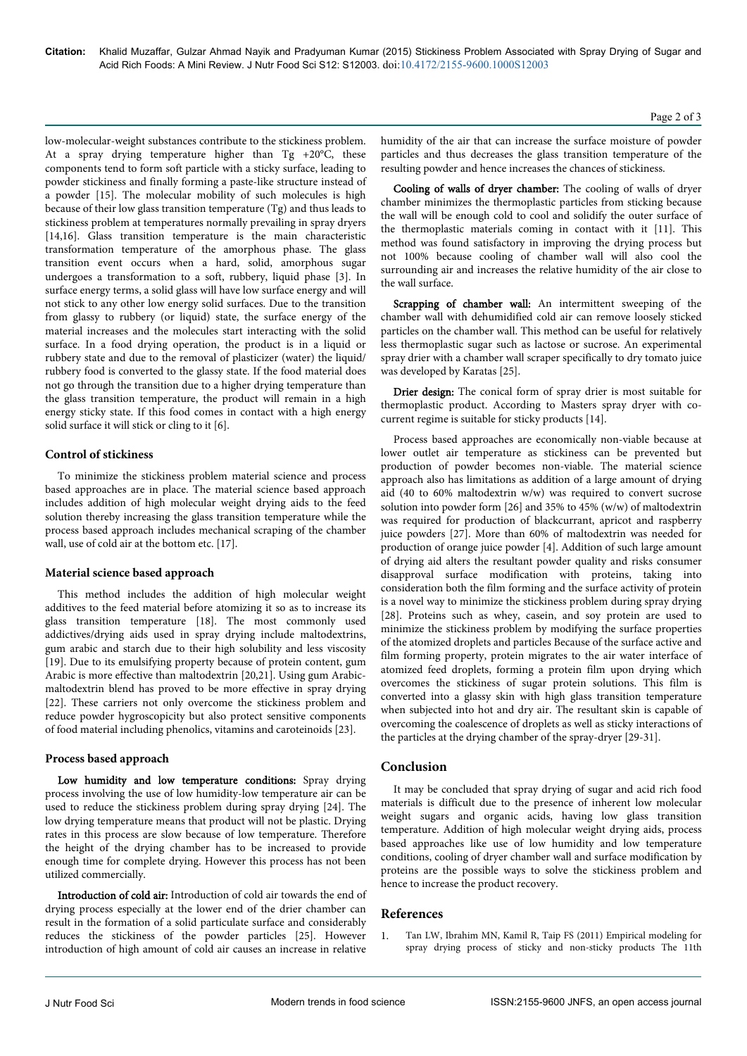low-molecular-weight substances contribute to the stickiness problem. At a spray drying temperature higher than Tg +20°C, these components tend to form soft particle with a sticky surface, leading to powder stickiness and finally forming a paste-like structure instead of a powder [15]. The molecular mobility of such molecules is high because of their low glass transition temperature (Tg) and thus leads to stickiness problem at temperatures normally prevailing in spray dryers [14,16]. Glass transition temperature is the main characteristic transformation temperature of the amorphous phase. The glass transition event occurs when a hard, solid, amorphous sugar undergoes a transformation to a soft, rubbery, liquid phase [3]. In surface energy terms, a solid glass will have low surface energy and will not stick to any other low energy solid surfaces. Due to the transition from glassy to rubbery (or liquid) state, the surface energy of the material increases and the molecules start interacting with the solid surface. In a food drying operation, the product is in a liquid or rubbery state and due to the removal of plasticizer (water) the liquid/rubbery food is converted to the glassy state. If the food material does not go through the transition due to a higher drying temperature than the glass transition temperature, the product will remain in a high energy sticky state. If this food comes in contact with a high energy solid surface it will stick or cling to it [6].

## Control of stickiness

To minimize the stickiness problem material science and process based approaches are in place. The material science based approach includes addition of high molecular weight drying aids to the feed solution thereby increasing the glass transition temperature while the process based approach includes mechanical scraping of the chamber wall, use of cold air at the bottom etc. [17].

## Material science based approach

This method includes the addition of high molecular weight additives to the feed material before atomizing it so as to increase its glass transition temperature [18]. The most commonly used addictives/drying aids used in spray drying include maltodextrins, gum arabic and starch due to their high solubility and less viscosity [19]. Due to its emulsifying property because of protein content, gum Arabic is more effective than maltodextrin [20,21]. Using gum Arabic-maltodextrin blend has proved to be more effective in spray drying [22]. These carriers not only overcome the stickiness problem and reduce powder hygroscopicity but also protect sensitive components of food material including phenolics, vitamins and caroteinoids [23].

## Process based approach

**Low humidity and low temperature conditions:** Spray drying process involving the use of low humidity-low temperature air can be used to reduce the stickiness problem during spray drying [24]. The low drying temperature means that product will not be plastic. Drying rates in this process are slow because of low temperature. Therefore the height of the drying chamber has to be increased to provide enough time for complete drying. However this process has not been utilized commercially.

**Introduction of cold air:** Introduction of cold air towards the end of drying process especially at the lower end of the drier chamber can result in the formation of a solid particulate surface and considerably reduces the stickiness of the powder particles [25]. However introduction of high amount of cold air causes an increase in relative humidity of the air that can increase the surface moisture of powder particles and thus decreases the glass transition temperature of the resulting powder and hence increases the chances of stickiness.

**Cooling of walls of dryer chamber:** The cooling of walls of dryer chamber minimizes the thermoplastic particles from sticking because the wall will be enough cold to cool and solidify the outer surface of the thermoplastic materials coming in contact with it [11]. This method was found satisfactory in improving the drying process but not 100% because cooling of chamber wall will also cool the surrounding air and increases the relative humidity of the air close to the wall surface.

**Scrapping of chamber wall:** An intermittent sweeping of the chamber wall with dehumidified cold air can remove loosely sticked particles on the chamber wall. This method can be useful for relatively less thermoplastic sugar such as lactose or sucrose. An experimental spray drier with a chamber wall scraper specifically to dry tomato juice was developed by Karatas [25].

**Drier design:** The conical form of spray drier is most suitable for thermoplastic product. According to Masters spray dryer with co-current regime is suitable for sticky products [14].

Process based approaches are economically non-viable because at lower outlet air temperature as stickiness can be prevented but production of powder becomes non-viable. The material science approach also has limitations as addition of a large amount of drying aid (40 to 60% maltodextrin w/w) was required to convert sucrose solution into powder form [26] and 35% to 45% (w/w) of maltodextrin was required for production of blackcurrant, apricot and raspberry juice powders [27]. More than 60% of maltodextrin was needed for production of orange juice powder [4]. Addition of such large amount of drying aid alters the resultant powder quality and risks consumer disapproval surface modification with proteins, taking into consideration both the film forming and the surface activity of protein is a novel way to minimize the stickiness problem during spray drying [28]. Proteins such as whey, casein, and soy protein are used to minimize the stickiness problem by modifying the surface properties of the atomized droplets and particles Because of the surface active and film forming property, protein migrates to the air water interface of atomized feed droplets, forming a protein film upon drying which overcomes the stickiness of sugar protein solutions. This film is converted into a glassy skin with high glass transition temperature when subjected into hot and dry air. The resultant skin is capable of overcoming the coalescence of droplets as well as sticky interactions of the particles at the drying chamber of the spray-dryer [29-31].

## Conclusion

It may be concluded that spray drying of sugar and acid rich food materials is difficult due to the presence of inherent low molecular weight sugars and organic acids, having low glass transition temperature. Addition of high molecular weight drying aids, process based approaches like use of low humidity and low temperature conditions, cooling of dryer chamber wall and surface modification by proteins are the possible ways to solve the stickiness problem and hence to increase the product recovery.

## References

1. Tan LW, Ibrahim MN, Kamil R, Taip FS (2011) Empirical modeling for spray drying process of sticky and non-sticky products The 11th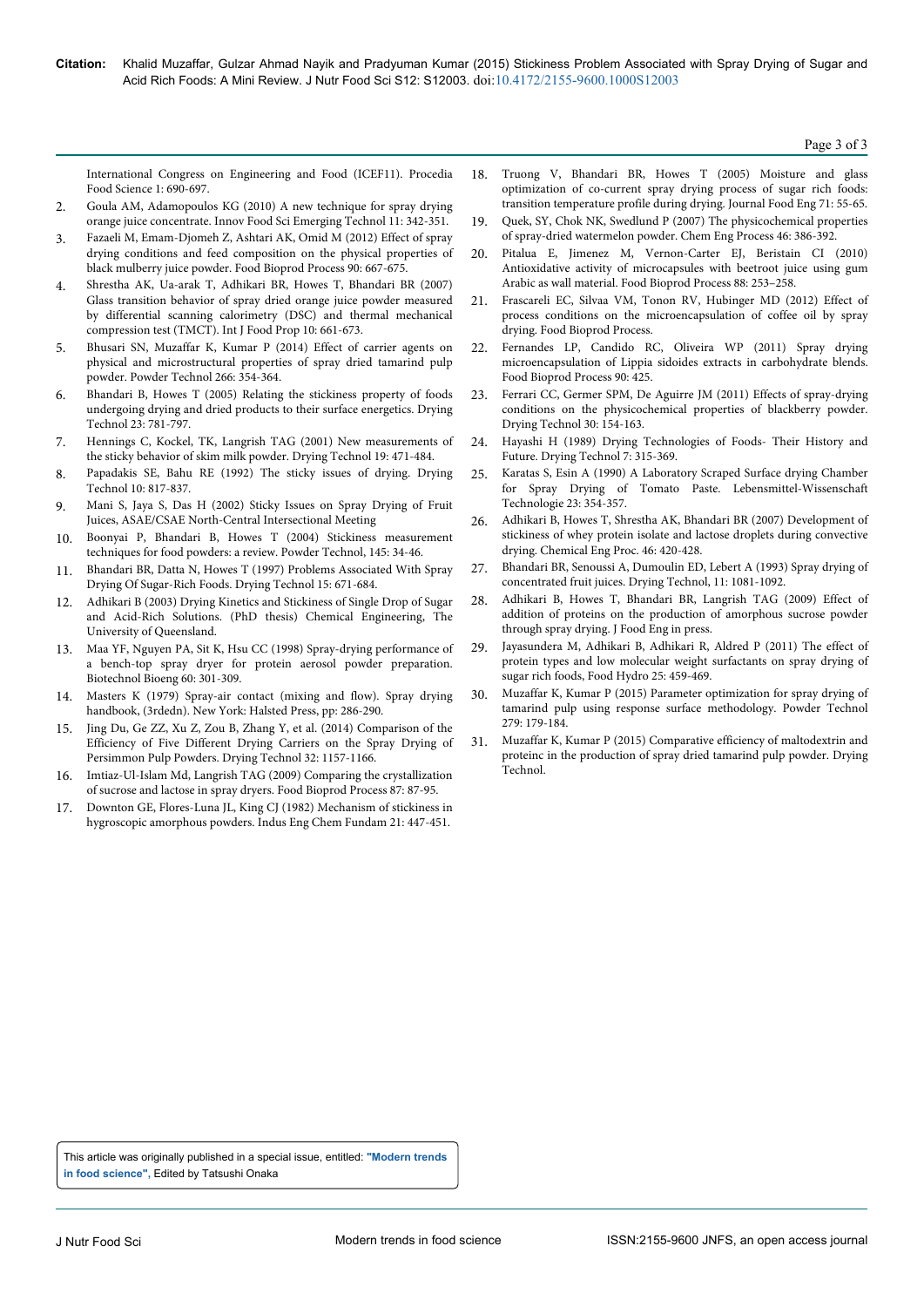International Congress on Engineering and Food (ICEF11). Procedia Food Science 1: 690-697.

2. Goula AM, Adamopoulos KG (2010) A new technique for spray drying orange juice concentrate. Innov Food Sci Emerging Technol 11: 342-351.
3. Fazaeli M, Emam-Djomeh Z, Ashtari AK, Omid M (2012) Effect of spray drying conditions and feed composition on the physical properties of black mulberry juice powder. Food Bioprod Process 90: 667-675.
4. Shrestha AK, Ua-arak T, Adhikari BR, Howes T, Bhandari BR (2007) Glass transition behavior of spray dried orange juice powder measured by differential scanning calorimetry (DSC) and thermal mechanical compression test (TMCT). Int J Food Prop 10: 661-673.
5. Bhusari SN, Muzaffar K, Kumar P (2014) Effect of carrier agents on physical and microstructural properties of spray dried tamarind pulp powder. Powder Technol 266: 354-364.
6. Bhandari B, Howes T (2005) Relating the stickiness property of foods undergoing drying and dried products to their surface energetics. Drying Technol 23: 781-797.
7. Hennings C, Kockel, TK, Langrish TAG (2001) New measurements of the sticky behavior of skim milk powder. Drying Technol 19: 471-484.
8. Papadakis SE, Bahu RE (1992) The sticky issues of drying. Drying Technol 10: 817-837.
9. Mani S, Jaya S, Das H (2002) Sticky Issues on Spray Drying of Fruit Juices, ASAE/CSAE North-Central Intersectional Meeting
10. Boonyai P, Bhandari B, Howes T (2004) Stickiness measurement techniques for food powders: a review. Powder Technol, 145: 34-46.
11. Bhandari BR, Datta N, Howes T (1997) Problems Associated With Spray Drying Of Sugar-Rich Foods. Drying Technol 15: 671-684.
12. Adhikari B (2003) Drying Kinetics and Stickiness of Single Drop of Sugar and Acid-Rich Solutions. (PhD thesis) Chemical Engineering, The University of Queensland.
13. Maa YF, Nguyen PA, Sit K, Hsu CC (1998) Spray-drying performance of a bench-top spray dryer for protein aerosol powder preparation. Biotechnol Bioeng 60: 301-309.
14. Masters K (1979) Spray-air contact (mixing and flow). Spray drying handbook, (3rdedn). New York: Halsted Press, pp: 286-290.
15. Jing Du, Ge ZZ, Xu Z, Zou B, Zhang Y, et al. (2014) Comparison of the Efficiency of Five Different Drying Carriers on the Spray Drying of Persimmon Pulp Powders. Drying Technol 32: 1157-1166.
16. Imtiaz-Ul-Islam Md, Langrish TAG (2009) Comparing the crystallization of sucrose and lactose in spray dryers. Food Bioprod Process 87: 87-95.
17. Downton GE, Flores-Luna JL, King CJ (1982) Mechanism of stickiness in hygroscopic amorphous powders. Indus Eng Chem Fundam 21: 447-451.
18. Truong V, Bhandari BR, Howes T (2005) Moisture and glass optimization of co-current spray drying process of sugar rich foods: transition temperature profile during drying. Journal Food Eng 71: 55-65.
19. Quek, SY, Chok NK, Swedlund P (2007) The physicochemical properties of spray-dried watermelon powder. Chem Eng Process 46: 386-392.
20. Pitalua E, Jimenez M, Vernon-Carter EJ, Beristain CI (2010) Antioxidative activity of microcapsules with beetroot juice using gum Arabic as wall material. Food Bioprod Process 88: 253–258.
21. Frascareli EC, Silvaa VM, Tonon RV, Hubinger MD (2012) Effect of process conditions on the microencapsulation of coffee oil by spray drying. Food Bioprod Process.
22. Fernandes LP, Candido RC, Oliveira WP (2011) Spray drying microencapsulation of Lippia sidoides extracts in carbohydrate blends. Food Bioprod Process 90: 425.
23. Ferrari CC, Germer SPM, De Aguirre JM (2011) Effects of spray-drying conditions on the physicochemical properties of blackberry powder. Drying Technol 30: 154-163.
24. Hayashi H (1989) Drying Technologies of Foods- Their History and Future. Drying Technol 7: 315-369.
25. Karatas S, Esin A (1990) A Laboratory Scraped Surface drying Chamber for Spray Drying of Tomato Paste. Lebensmittel-Wissenschaft Technologie 23: 354-357.
26. Adhikari B, Howes T, Shrestha AK, Bhandari BR (2007) Development of stickiness of whey protein isolate and lactose droplets during convective drying. Chemical Eng Proc. 46: 420-428.
27. Bhandari BR, Senoussi A, Dumoulin ED, Lebert A (1993) Spray drying of concentrated fruit juices. Drying Technol, 11: 1081-1092.
28. Adhikari B, Howes T, Bhandari BR, Langrish TAG (2009) Effect of addition of proteins on the production of amorphous sucrose powder through spray drying. J Food Eng in press.
29. Jayasundera M, Adhikari B, Adhikari R, Aldred P (2011) The effect of protein types and low molecular weight surfactants on spray drying of sugar rich foods, Food Hydro 25: 459-469.
30. Muzaffar K, Kumar P (2015) Parameter optimization for spray drying of tamarind pulp using response surface methodology. Powder Technol 279: 179-184.
31. Muzaffar K, Kumar P (2015) Comparative efficiency of maltodextrin and proteinc in the production of spray dried tamarind pulp powder. Drying Technol.

This article was originally published in a special issue, entitled: **"Modern trends in food science"**, Edited by Tatsushi Onaka